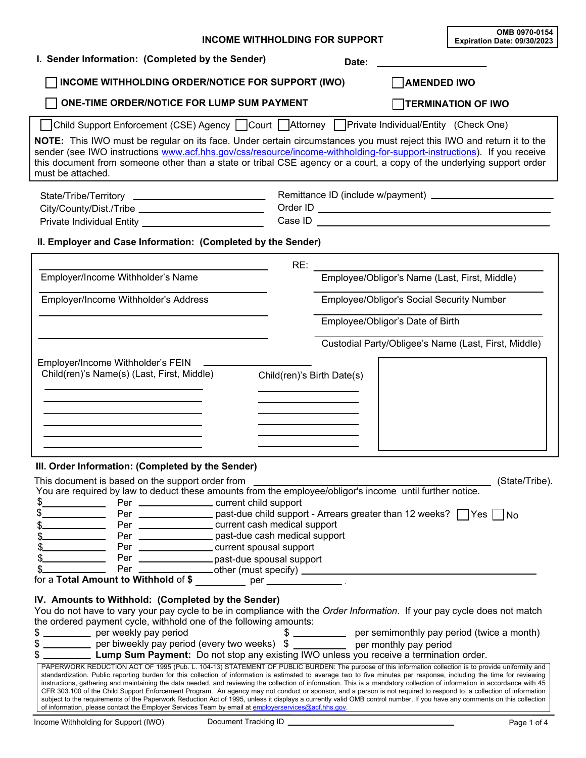OMB 0970-0154
Expiration Date: 09/30/2023

# INCOME WITHHOLDING FOR SUPPORT

## I. Sender Information: (Completed by the Sender)

Date: ____________________

☐ **INCOME WITHHOLDING ORDER/NOTICE FOR SUPPORT (IWO)** ☐ **AMENDED IWO**

☐ **ONE-TIME ORDER/NOTICE FOR LUMP SUM PAYMENT** ☐ **TERMINATION OF IWO**

☐ Child Support Enforcement (CSE) Agency ☐ Court ☐ Attorney ☐ Private Individual/Entity (Check One)

**NOTE:** This IWO must be regular on its face. Under certain circumstances you must reject this IWO and return it to the sender (see IWO instructions www.acf.hhs.gov/css/resource/income-withholding-for-support-instructions). If you receive this document from someone other than a state or tribal CSE agency or a court, a copy of the underlying support order must be attached.

State/Tribe/Territory ____________________
City/County/Dist./Tribe ____________________
Private Individual Entity ____________________

Remittance ID (include w/payment) ____________________
Order ID ____________________
Case ID ____________________

## II. Employer and Case Information: (Completed by the Sender)

____________________
Employer/Income Withholder's Name

____________________
Employer/Income Withholder's Address

____________________

____________________

Employer/Income Withholder's FEIN ____________________

RE: ____________________
Employee/Obligor's Name (Last, First, Middle)

____________________
Employee/Obligor's Social Security Number

____________________
Employee/Obligor's Date of Birth

____________________
Custodial Party/Obligee's Name (Last, First, Middle)

| Child(ren)'s Name(s) (Last, First, Middle) | Child(ren)'s Birth Date(s) |
|---|---|
| | |
| | |
| | |
| | |
| | |
| | |

## III. Order Information: (Completed by the Sender)

This document is based on the support order from ____________________ (State/Tribe).
You are required by law to deduct these amounts from the employee/obligor's income until further notice.

$__________ Per __________ current child support
$__________ Per __________ past-due child support - Arrears greater than 12 weeks? ☐ Yes ☐ No
$__________ Per __________ current cash medical support
$__________ Per __________ past-due cash medical support
$__________ Per __________ current spousal support
$__________ Per __________ past-due spousal support
$__________ Per __________ other (must specify) ____________________
for a **Total Amount to Withhold** of **$** __________ per __________ .

## IV. Amounts to Withhold: (Completed by the Sender)

You do not have to vary your pay cycle to be in compliance with the *Order Information*. If your pay cycle does not match the ordered payment cycle, withhold one of the following amounts:

$ __________ per weekly pay period
$ __________ per semimonthly pay period (twice a month)
$ __________ per biweekly pay period (every two weeks)
$ __________ per monthly pay period
$ __________ **Lump Sum Payment:** Do not stop any existing IWO unless you receive a termination order.

PAPERWORK REDUCTION ACT OF 1995 (Pub. L. 104-13) STATEMENT OF PUBLIC BURDEN: The purpose of this information collection is to provide uniformity and standardization. Public reporting burden for this collection of information is estimated to average two to five minutes per response, including the time for reviewing instructions, gathering and maintaining the data needed, and reviewing the collection of information. This is a mandatory collection of information in accordance with 45 CFR 303.100 of the Child Support Enforcement Program. An agency may not conduct or sponsor, and a person is not required to respond to, a collection of information subject to the requirements of the Paperwork Reduction Act of 1995, unless it displays a currently valid OMB control number. If you have any comments on this collection of information, please contact the Employer Services Team by email at employerservices@acf.hhs.gov.

Income Withholding for Support (IWO) Document Tracking ID ____________________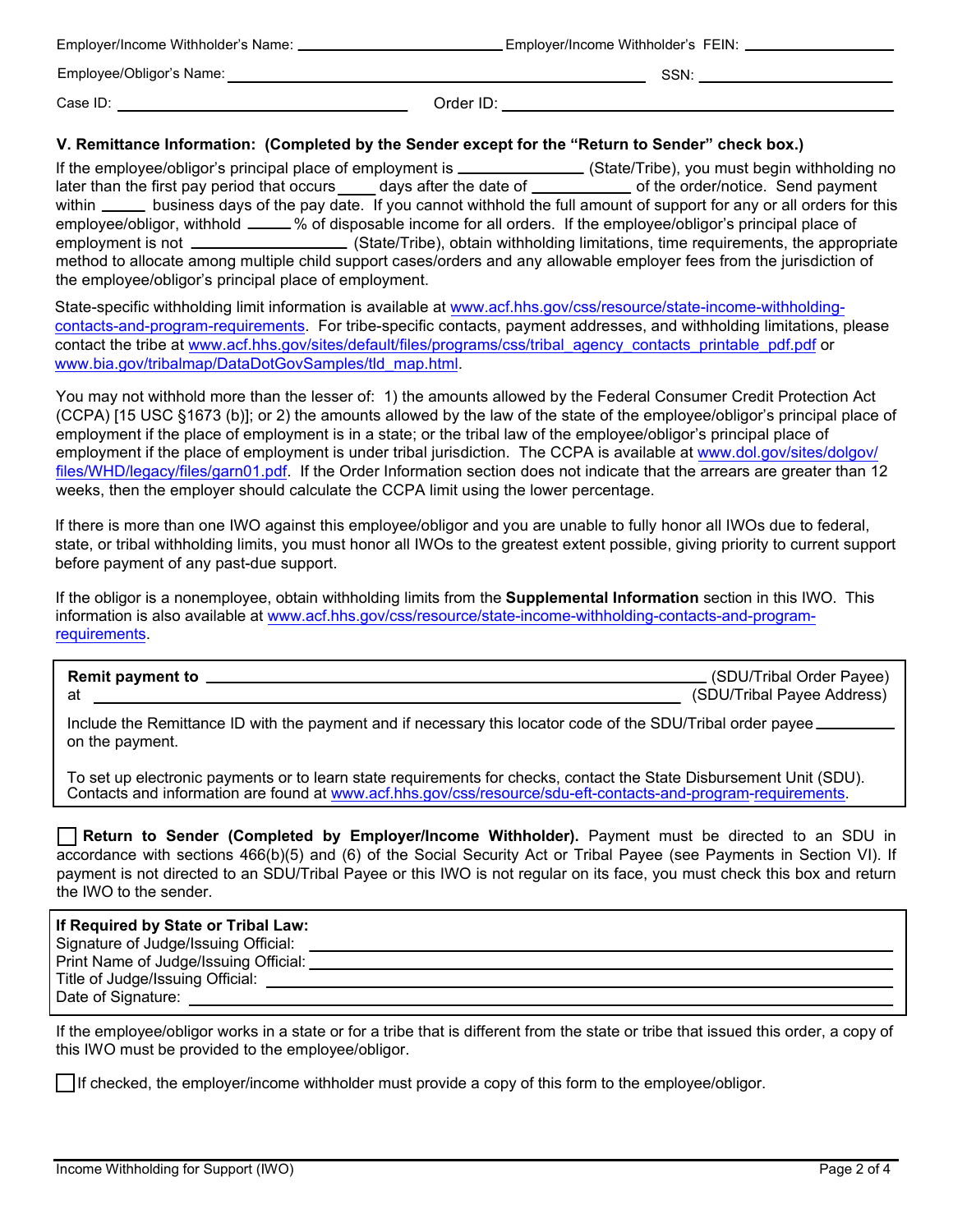Employer/Income Withholder's Name: ____________________ Employer/Income Withholder's FEIN: ____________________

Employee/Obligor's Name: ________________________________________ SSN: ____________________

Case ID: ____________________ Order ID: ____________________

**V. Remittance Information: (Completed by the Sender except for the "Return to Sender" check box.)**

If the employee/obligor's principal place of employment is ____________ (State/Tribe), you must begin withholding no later than the first pay period that occurs ____ days after the date of __________ of the order/notice. Send payment within _____ business days of the pay date. If you cannot withhold the full amount of support for any or all orders for this employee/obligor, withhold _____ % of disposable income for all orders. If the employee/obligor's principal place of employment is not ________________ (State/Tribe), obtain withholding limitations, time requirements, the appropriate method to allocate among multiple child support cases/orders and any allowable employer fees from the jurisdiction of the employee/obligor's principal place of employment.

State-specific withholding limit information is available at www.acf.hhs.gov/css/resource/state-income-withholding-contacts-and-program-requirements. For tribe-specific contacts, payment addresses, and withholding limitations, please contact the tribe at www.acf.hhs.gov/sites/default/files/programs/css/tribal_agency_contacts_printable_pdf.pdf or www.bia.gov/tribalmap/DataDotGovSamples/tld_map.html.

You may not withhold more than the lesser of: 1) the amounts allowed by the Federal Consumer Credit Protection Act (CCPA) [15 USC §1673 (b)]; or 2) the amounts allowed by the law of the state of the employee/obligor's principal place of employment if the place of employment is in a state; or the tribal law of the employee/obligor's principal place of employment if the place of employment is under tribal jurisdiction. The CCPA is available at www.dol.gov/sites/dolgov/files/WHD/legacy/files/garn01.pdf. If the Order Information section does not indicate that the arrears are greater than 12 weeks, then the employer should calculate the CCPA limit using the lower percentage.

If there is more than one IWO against this employee/obligor and you are unable to fully honor all IWOs due to federal, state, or tribal withholding limits, you must honor all IWOs to the greatest extent possible, giving priority to current support before payment of any past-due support.

If the obligor is a nonemployee, obtain withholding limits from the **Supplemental Information** section in this IWO. This information is also available at www.acf.hhs.gov/css/resource/state-income-withholding-contacts-and-program-requirements.

**Remit payment to** ________________________________________ (SDU/Tribal Order Payee)
at ________________________________________ (SDU/Tribal Payee Address)

Include the Remittance ID with the payment and if necessary this locator code of the SDU/Tribal order payee ________ on the payment.

To set up electronic payments or to learn state requirements for checks, contact the State Disbursement Unit (SDU). Contacts and information are found at www.acf.hhs.gov/css/resource/sdu-eft-contacts-and-program-requirements.

☐ **Return to Sender (Completed by Employer/Income Withholder).** Payment must be directed to an SDU in accordance with sections 466(b)(5) and (6) of the Social Security Act or Tribal Payee (see Payments in Section VI). If payment is not directed to an SDU/Tribal Payee or this IWO is not regular on its face, you must check this box and return the IWO to the sender.

**If Required by State or Tribal Law:**
Signature of Judge/Issuing Official: ________________________________________
Print Name of Judge/Issuing Official: ________________________________________
Title of Judge/Issuing Official: ________________________________________
Date of Signature: ________________________________________

If the employee/obligor works in a state or for a tribe that is different from the state or tribe that issued this order, a copy of this IWO must be provided to the employee/obligor.

☐ If checked, the employer/income withholder must provide a copy of this form to the employee/obligor.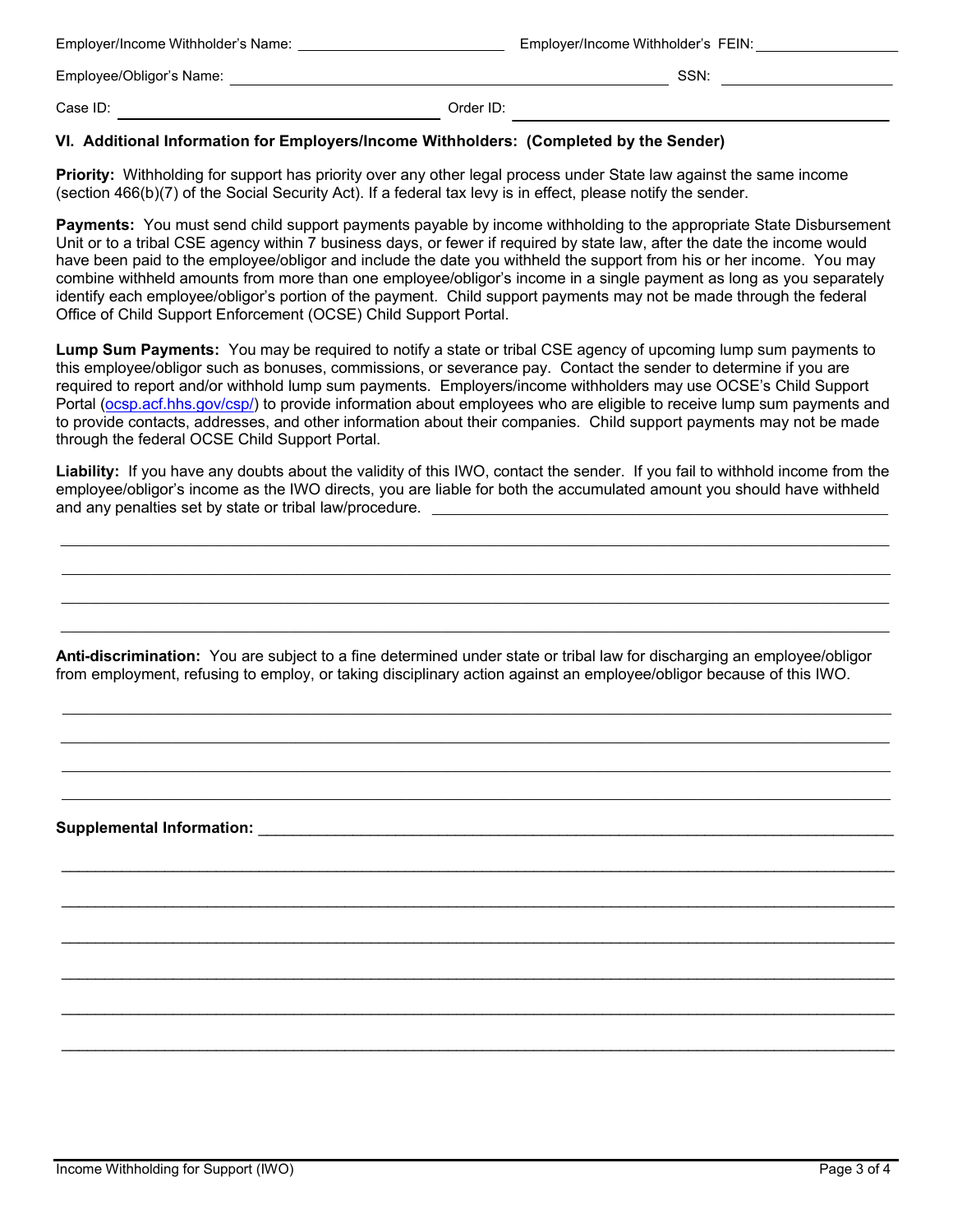Employer/Income Withholder's Name: ______________________ Employer/Income Withholder's FEIN: ______________

Employee/Obligor's Name: ________________________________________________ SSN: __________________

Case ID: ________________________________ Order ID: ________________________________________

### VI. Additional Information for Employers/Income Withholders: (Completed by the Sender)

**Priority:** Withholding for support has priority over any other legal process under State law against the same income (section 466(b)(7) of the Social Security Act). If a federal tax levy is in effect, please notify the sender.

**Payments:** You must send child support payments payable by income withholding to the appropriate State Disbursement Unit or to a tribal CSE agency within 7 business days, or fewer if required by state law, after the date the income would have been paid to the employee/obligor and include the date you withheld the support from his or her income. You may combine withheld amounts from more than one employee/obligor's income in a single payment as long as you separately identify each employee/obligor's portion of the payment. Child support payments may not be made through the federal Office of Child Support Enforcement (OCSE) Child Support Portal.

**Lump Sum Payments:** You may be required to notify a state or tribal CSE agency of upcoming lump sum payments to this employee/obligor such as bonuses, commissions, or severance pay. Contact the sender to determine if you are required to report and/or withhold lump sum payments. Employers/income withholders may use OCSE's Child Support Portal (ocsp.acf.hhs.gov/csp/) to provide information about employees who are eligible to receive lump sum payments and to provide contacts, addresses, and other information about their companies. Child support payments may not be made through the federal OCSE Child Support Portal.

**Liability:** If you have any doubts about the validity of this IWO, contact the sender. If you fail to withhold income from the employee/obligor's income as the IWO directs, you are liable for both the accumulated amount you should have withheld and any penalties set by state or tribal law/procedure. ________________________________________________

______________________________________________________________________________

______________________________________________________________________________

______________________________________________________________________________

______________________________________________________________________________

**Anti-discrimination:** You are subject to a fine determined under state or tribal law for discharging an employee/obligor from employment, refusing to employ, or taking disciplinary action against an employee/obligor because of this IWO.

______________________________________________________________________________

______________________________________________________________________________

______________________________________________________________________________

______________________________________________________________________________

**Supplemental Information:** __________________________________________________________

______________________________________________________________________________

______________________________________________________________________________

______________________________________________________________________________

______________________________________________________________________________

______________________________________________________________________________

______________________________________________________________________________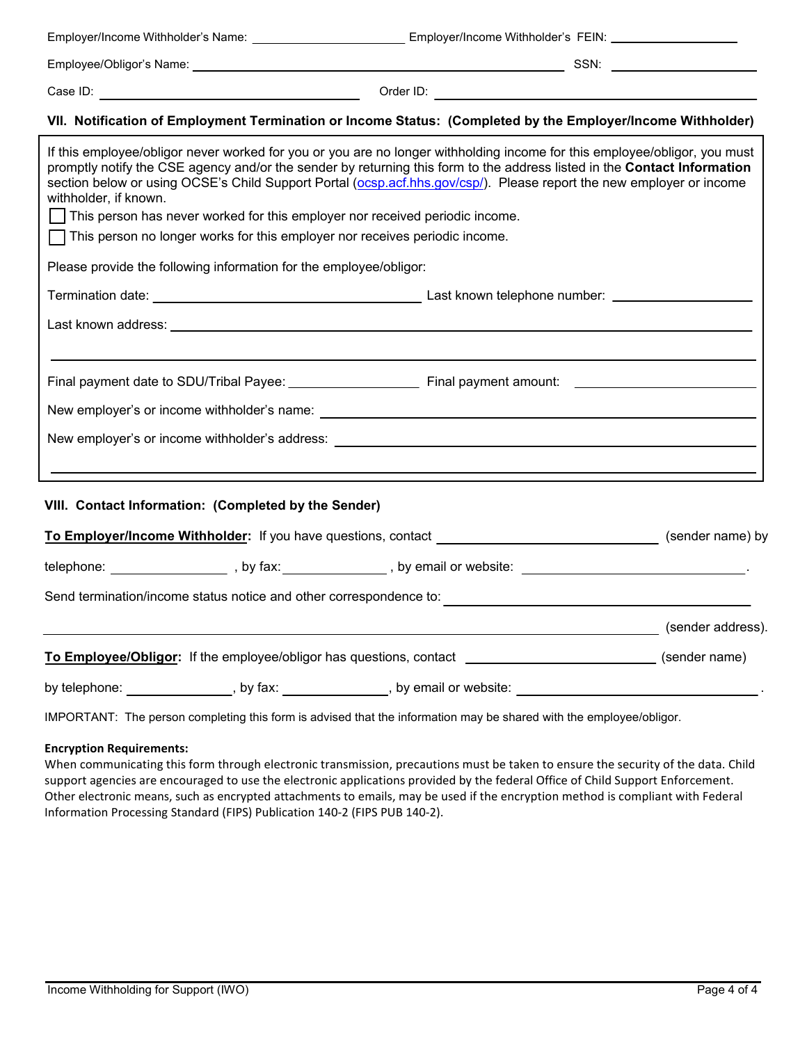Employer/Income Withholder's Name: ____________________ Employer/Income Withholder's FEIN: ____________________

Employee/Obligor's Name: ____________________________________________ SSN: ____________________

Case ID: ______________________________ Order ID: ______________________________

## VII. Notification of Employment Termination or Income Status: (Completed by the Employer/Income Withholder)

If this employee/obligor never worked for you or you are no longer withholding income for this employee/obligor, you must promptly notify the CSE agency and/or the sender by returning this form to the address listed in the **Contact Information** section below or using OCSE's Child Support Portal (ocsp.acf.hhs.gov/csp/). Please report the new employer or income withholder, if known.

☐ This person has never worked for this employer nor received periodic income.

☐ This person no longer works for this employer nor receives periodic income.

Please provide the following information for the employee/obligor:

Termination date: ______________________________ Last known telephone number: ____________________

Last known address: ____________________________________________________________

____________________________________________________________

Final payment date to SDU/Tribal Payee: ____________________ Final payment amount: ____________________

New employer's or income withholder's name: ____________________________________________

New employer's or income withholder's address: ____________________________________________

____________________________________________________________

## VIII. Contact Information: (Completed by the Sender)

**To Employer/Income Withholder:** If you have questions, contact ______________________________ (sender name) by telephone: ________________ , by fax: ________________ , by email or website: ______________________________.

Send termination/income status notice and other correspondence to: ____________________________________________

____________________________________________________________ (sender address).

**To Employee/Obligor:** If the employee/obligor has questions, contact ______________________________ (sender name) by telephone: ________________, by fax: ________________, by email or website: ______________________________.

IMPORTANT: The person completing this form is advised that the information may be shared with the employee/obligor.

**Encryption Requirements:**

When communicating this form through electronic transmission, precautions must be taken to ensure the security of the data. Child support agencies are encouraged to use the electronic applications provided by the federal Office of Child Support Enforcement. Other electronic means, such as encrypted attachments to emails, may be used if the encryption method is compliant with Federal Information Processing Standard (FIPS) Publication 140-2 (FIPS PUB 140-2).